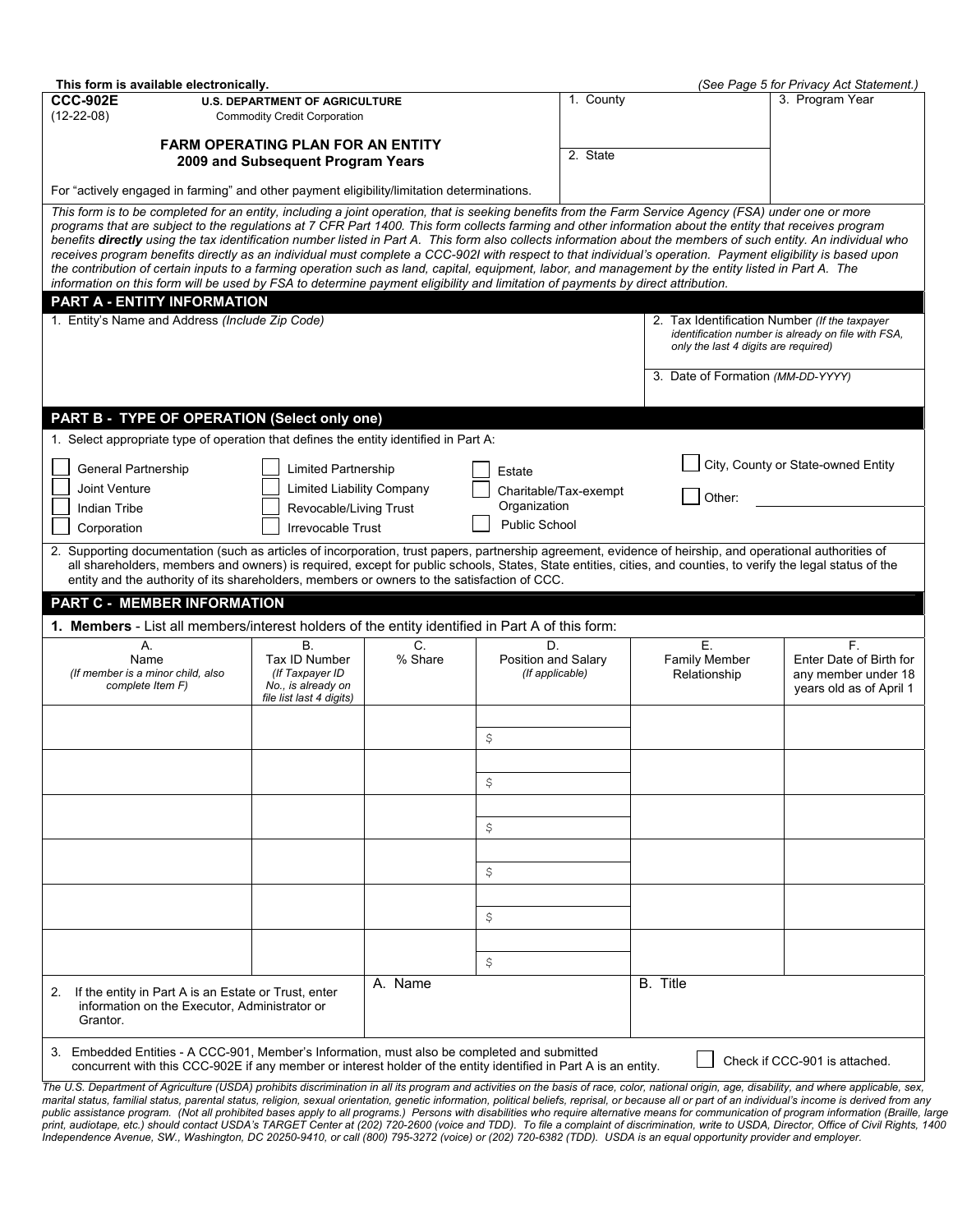This form is available electronically. *(See Page 5 for Privacy Act Statement.)*

**CCC-902E** (12-22-08)

U.S. DEPARTMENT OF AGRICULTURE
Commodity Credit Corporation

## FARM OPERATING PLAN FOR AN ENTITY
### 2009 and Subsequent Program Years

For "actively engaged in farming" and other payment eligibility/limitation determinations.

| 1. County | 3. Program Year |
|---|---|
| 2. State | |

*This form is to be completed for an entity, including a joint operation, that is seeking benefits from the Farm Service Agency (FSA) under one or more programs that are subject to the regulations at 7 CFR Part 1400. This form collects farming and other information about the entity that receives program benefits **directly** using the tax identification number listed in Part A. This form also collects information about the members of such entity. An individual who receives program benefits directly as an individual must complete a CCC-902I with respect to that individual's operation. Payment eligibility is based upon the contribution of certain inputs to a farming operation such as land, capital, equipment, labor, and management by the entity listed in Part A. The information on this form will be used by FSA to determine payment eligibility and limitation of payments by direct attribution.*

## PART A - ENTITY INFORMATION

| 1. Entity's Name and Address *(Include Zip Code)* | 2. Tax Identification Number *(If the taxpayer identification number is already on file with FSA, only the last 4 digits are required)* |
|---|---|
| | 3. Date of Formation *(MM-DD-YYYY)* |

## PART B - TYPE OF OPERATION (Select only one)

1. Select appropriate type of operation that defines the entity identified in Part A:

- ☐ General Partnership
- ☐ Joint Venture
- ☐ Indian Tribe
- ☐ Corporation
- ☐ Limited Partnership
- ☐ Limited Liability Company
- ☐ Revocable/Living Trust
- ☐ Irrevocable Trust
- ☐ Estate
- ☐ Charitable/Tax-exempt Organization
- ☐ Public School
- ☐ City, County or State-owned Entity
- ☐ Other: ______

2. Supporting documentation (such as articles of incorporation, trust papers, partnership agreement, evidence of heirship, and operational authorities of all shareholders, members and owners) is required, except for public schools, States, State entities, cities, and counties, to verify the legal status of the entity and the authority of its shareholders, members or owners to the satisfaction of CCC.

## PART C - MEMBER INFORMATION

**1. Members** - List all members/interest holders of the entity identified in Part A of this form:

| A. Name *(If member is a minor child, also complete Item F)* | B. Tax ID Number *(If Taxpayer ID No., is already on file list last 4 digits)* | C. % Share | D. Position and Salary *(If applicable)* | E. Family Member Relationship | F. Enter Date of Birth for any member under 18 years old as of April 1 |
|---|---|---|---|---|---|
| | | | $ | | |
| | | | $ | | |
| | | | $ | | |
| | | | $ | | |
| | | | $ | | |
| | | | $ | | |

| 2. If the entity in Part A is an Estate or Trust, enter information on the Executor, Administrator or Grantor. | A. Name | B. Title |
|---|---|---|

3. Embedded Entities - A CCC-901, Member's Information, must also be completed and submitted concurrent with this CCC-902E if any member or interest holder of the entity identified in Part A is an entity. ☐ Check if CCC-901 is attached.

*The U.S. Department of Agriculture (USDA) prohibits discrimination in all its program and activities on the basis of race, color, national origin, age, disability, and where applicable, sex, marital status, familial status, parental status, religion, sexual orientation, genetic information, political beliefs, reprisal, or because all or part of an individual's income is derived from any public assistance program. (Not all prohibited bases apply to all programs.) Persons with disabilities who require alternative means for communication of program information (Braille, large print, audiotape, etc.) should contact USDA's TARGET Center at (202) 720-2600 (voice and TDD). To file a complaint of discrimination, write to USDA, Director, Office of Civil Rights, 1400 Independence Avenue, SW., Washington, DC 20250-9410, or call (800) 795-3272 (voice) or (202) 720-6382 (TDD). USDA is an equal opportunity provider and employer.*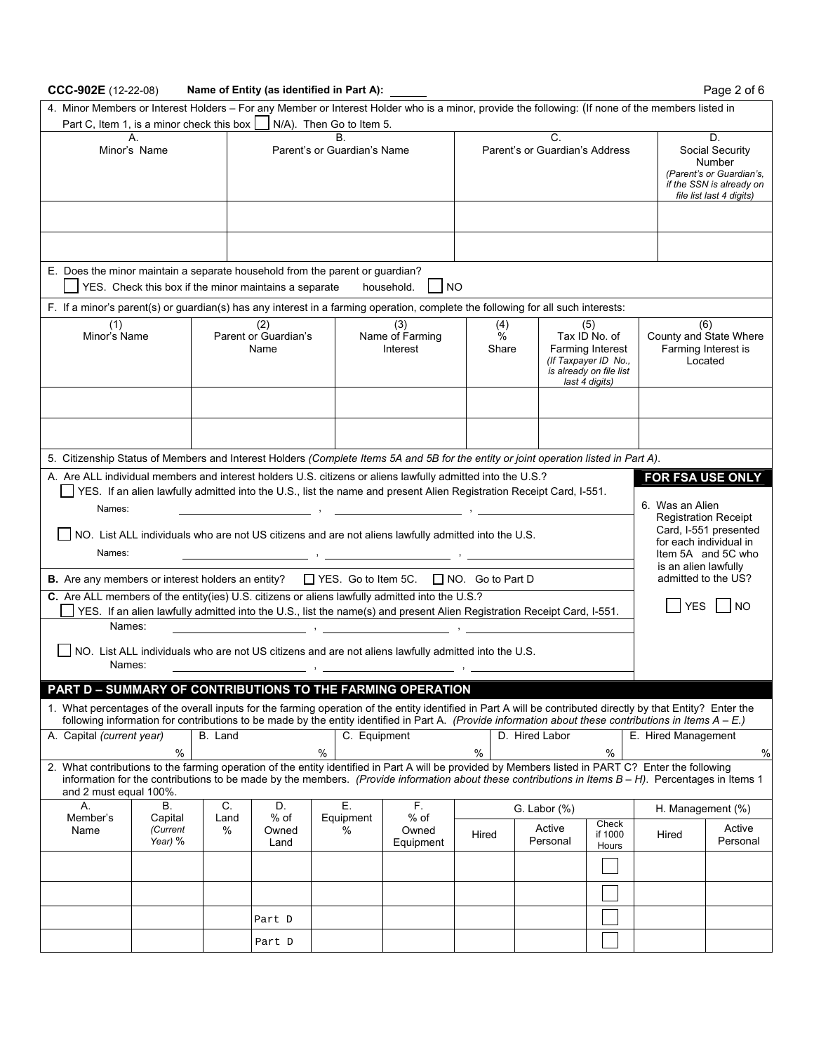CCC-902E (12-22-08) **Name of Entity (as identified in Part A):** ______

4. Minor Members or Interest Holders – For any Member or Interest Holder who is a minor, provide the following: (If none of the members listed in Part C, Item 1, is a minor check this box ☐ N/A). Then Go to Item 5.

| A. Minor's Name | B. Parent's or Guardian's Name | C. Parent's or Guardian's Address | D. Social Security Number *(Parent's or Guardian's, if the SSN is already on file list last 4 digits)* |
|---|---|---|---|
| | | | |
| | | | |

E. Does the minor maintain a separate household from the parent or guardian?
☐ YES. Check this box if the minor maintains a separate household. ☐ NO

F. If a minor's parent(s) or guardian(s) has any interest in a farming operation, complete the following for all such interests:

| (1) Minor's Name | (2) Parent or Guardian's Name | (3) Name of Farming Interest | (4) % Share | (5) Tax ID No. of Farming Interest *(If Taxpayer ID No., is already on file list last 4 digits)* | (6) County and State Where Farming Interest is Located |
|---|---|---|---|---|---|
| | | | | | |
| | | | | | |

5. Citizenship Status of Members and Interest Holders *(Complete Items 5A and 5B for the entity or joint operation listed in Part A).*

A. Are ALL individual members and interest holders U.S. citizens or aliens lawfully admitted into the U.S.?
☐ YES. If an alien lawfully admitted into the U.S., list the name and present Alien Registration Receipt Card, I-551.
Names: ______ , ______ , ______

☐ NO. List ALL individuals who are not US citizens and are not aliens lawfully admitted into the U.S.
Names: ______ , ______ , ______

**B.** Are any members or interest holders an entity? ☐ YES. Go to Item 5C. ☐ NO. Go to Part D

**C.** Are ALL members of the entity(ies) U.S. citizens or aliens lawfully admitted into the U.S.?
☐ YES. If an alien lawfully admitted into the U.S., list the name(s) and present Alien Registration Receipt Card, I-551.
Names: ______ , ______ , ______

☐ NO. List ALL individuals who are not US citizens and are not aliens lawfully admitted into the U.S.
Names: ______ , ______ , ______

**FOR FSA USE ONLY**

6. Was an Alien Registration Receipt Card, I-551 presented for each individual in Item 5A and 5C who is an alien lawfully admitted to the US?

☐ YES ☐ NO

## PART D – SUMMARY OF CONTRIBUTIONS TO THE FARMING OPERATION

1. What percentages of the overall inputs for the farming operation of the entity identified in Part A will be contributed directly by that Entity? Enter the following information for contributions to be made by the entity identified in Part A. *(Provide information about these contributions in Items A – E.)*

| A. Capital *(current year)* | B. Land | C. Equipment | D. Hired Labor | E. Hired Management |
|---|---|---|---|---|
| % | % | % | % | % |

2. What contributions to the farming operation of the entity identified in Part A will be provided by Members listed in PART C? Enter the following information for the contributions to be made by the members. *(Provide information about these contributions in Items B – H).* Percentages in Items 1 and 2 must equal 100%.

| A. Member's Name | B. Capital *(Current Year)* % | C. Land % | D. % of Owned Land | E. Equipment % | F. % of Owned Equipment | G. Labor (%) | | | H. Management (%) | |
|---|---|---|---|---|---|---|---|---|---|---|
| | | | | | | Hired | Active Personal | Check if 1000 Hours | Hired | Active Personal |
| | | | | | | | | ☐ | | |
| | | | | | | | | ☐ | | |
| | | | Part D | | | | | ☐ | | |
| | | | Part D | | | | | ☐ | | |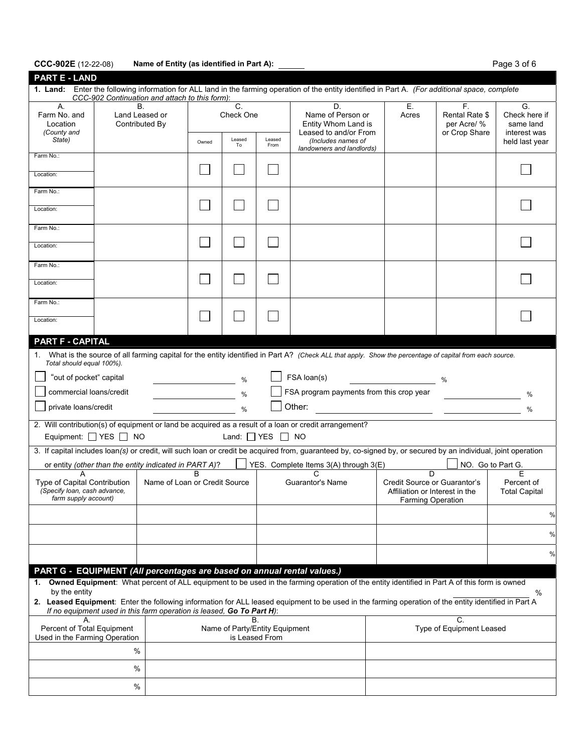**CCC-902E** (12-22-08) **Name of Entity (as identified in Part A):** ______

## PART E - LAND

**1. Land:** Enter the following information for ALL land in the farming operation of the entity identified in Part A. *(For additional space, complete CCC-902 Continuation and attach to this form)*:

| A. Farm No. and Location *(County and State)* | B. Land Leased or Contributed By | C. Check One | | | D. Name of Person or Entity Whom Land is Leased to and/or From *(Includes names of landowners and landlords)* | E. Acres | F. Rental Rate $ per Acre/ % or Crop Share | G. Check here if same land interest was held last year |
|---|---|---|---|---|---|---|---|---|
| | | Owned | Leased To | Leased From | | | | |
| Farm No.: Location: | | ☐ | ☐ | ☐ | | | | ☐ |
| Farm No.: Location: | | ☐ | ☐ | ☐ | | | | ☐ |
| Farm No.: Location: | | ☐ | ☐ | ☐ | | | | ☐ |
| Farm No.: Location: | | ☐ | ☐ | ☐ | | | | ☐ |
| Farm No.: Location: | | ☐ | ☐ | ☐ | | | | ☐ |

## PART F - CAPITAL

1. What is the source of all farming capital for the entity identified in Part A? *(Check ALL that apply. Show the percentage of capital from each source. Total should equal 100%).*

☐ "out of pocket" capital ______ %  ☐ FSA loan(s) ______ %

☐ commercial loans/credit ______ %  ☐ FSA program payments from this crop year ______ %

☐ private loans/credit ______ %  ☐ Other: ______ ______ %

2. Will contribution(s) of equipment or land be acquired as a result of a loan or credit arrangement?

Equipment: ☐ YES ☐ NO  Land: ☐ YES ☐ NO

3. If capital includes loan*(s)* or credit, will such loan or credit be acquired from, guaranteed by, co-signed by, or secured by an individual, joint operation or entity *(other than the entity indicated in PART A)*? ☐ YES. Complete Items 3(A) through 3(E) ☐ NO. Go to Part G.

| A Type of Capital Contribution *(Specify loan, cash advance, farm supply account)* | B Name of Loan or Credit Source | C Guarantor's Name | D Credit Source or Guarantor's Affiliation or Interest in the Farming Operation | E Percent of Total Capital |
|---|---|---|---|---|
| | | | | % |
| | | | | % |
| | | | | % |

## PART G - EQUIPMENT *(All percentages are based on annual rental values.)*

1. **Owned Equipment**: What percent of ALL equipment to be used in the farming operation of the entity identified in Part A of this form is owned by the entity ______ %

2. **Leased Equipment**: Enter the following information for ALL leased equipment to be used in the farming operation of the entity identified in Part A *If no equipment used in this farm operation is leased, **Go To Part H***):

| A. Percent of Total Equipment Used in the Farming Operation | B. Name of Party/Entity Equipment is Leased From | C. Type of Equipment Leased |
|---|---|---|
| % | | |
| % | | |
| % | | |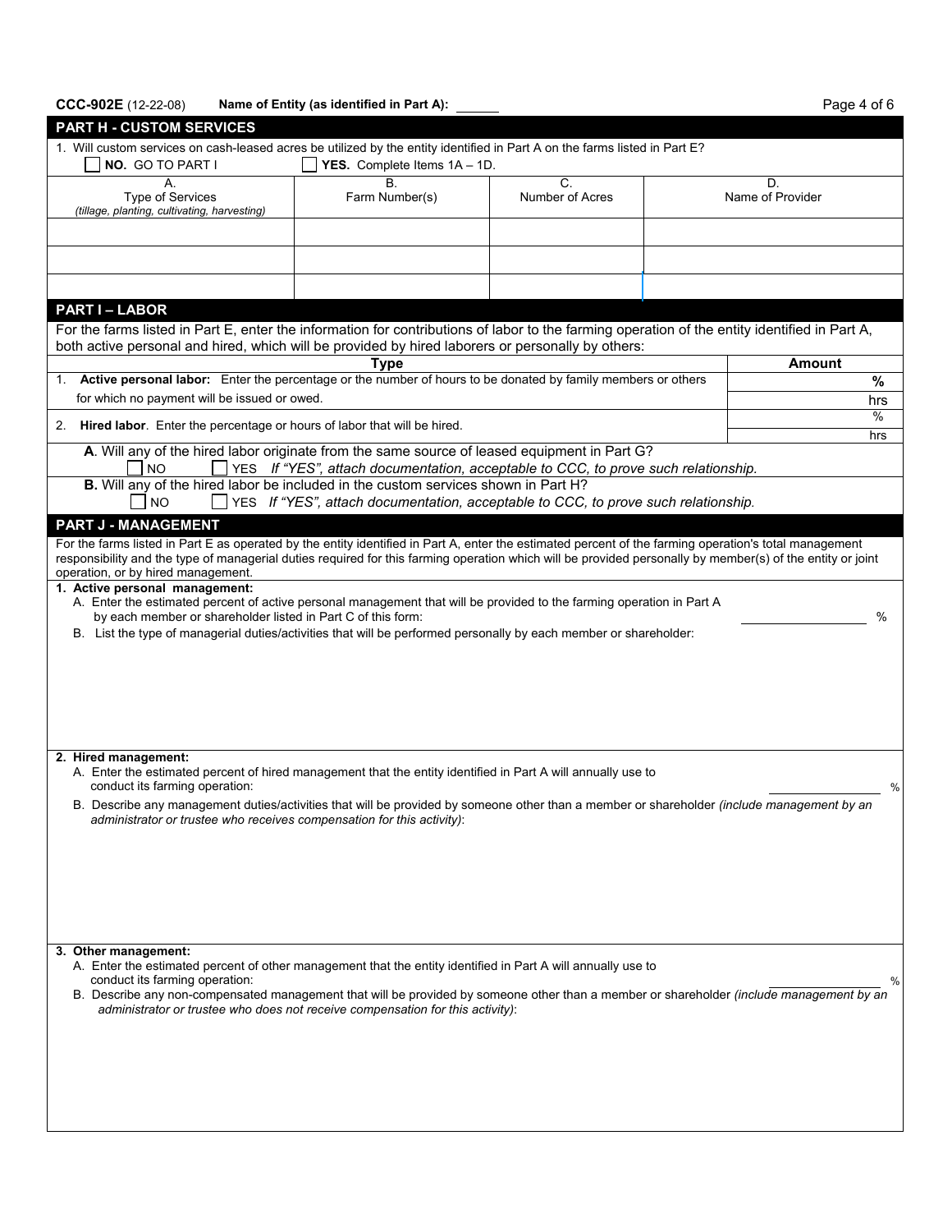CCC-902E (12-22-08) **Name of Entity (as identified in Part A):** ______

## PART H - CUSTOM SERVICES

1. Will custom services on cash-leased acres be utilized by the entity identified in Part A on the farms listed in Part E?

☐ **NO.** GO TO PART I ☐ **YES.** Complete Items 1A – 1D.

| A. Type of Services *(tillage, planting, cultivating, harvesting)* | B. Farm Number(s) | C. Number of Acres | D. Name of Provider |
|---|---|---|---|
| | | | |
| | | | |
| | | | |

## PART I – LABOR

For the farms listed in Part E, enter the information for contributions of labor to the farming operation of the entity identified in Part A, both active personal and hired, which will be provided by hired laborers or personally by others:

| Type | Amount |
|---|---|
| 1. **Active personal labor:** Enter the percentage or the number of hours to be donated by family members or others for which no payment will be issued or owed. | % <br> hrs |
| 2. **Hired labor**. Enter the percentage or hours of labor that will be hired. | % <br> hrs |

**A**. Will any of the hired labor originate from the same source of leased equipment in Part G?

☐ NO ☐ YES *If "YES", attach documentation, acceptable to CCC, to prove such relationship.*

**B.** Will any of the hired labor be included in the custom services shown in Part H?

☐ NO ☐ YES *If "YES", attach documentation, acceptable to CCC, to prove such relationship.*

## PART J - MANAGEMENT

For the farms listed in Part E as operated by the entity identified in Part A, enter the estimated percent of the farming operation's total management responsibility and the type of managerial duties required for this farming operation which will be provided personally by member(s) of the entity or joint operation, or by hired management.

**1. Active personal management:**

A. Enter the estimated percent of active personal management that will be provided to the farming operation in Part A by each member or shareholder listed in Part C of this form: ______ %

B. List the type of managerial duties/activities that will be performed personally by each member or shareholder:

**2. Hired management:**

A. Enter the estimated percent of hired management that the entity identified in Part A will annually use to conduct its farming operation: ______ %

B. Describe any management duties/activities that will be provided by someone other than a member or shareholder *(include management by an administrator or trustee who receives compensation for this activity)*:

**3. Other management:**

A. Enter the estimated percent of other management that the entity identified in Part A will annually use to conduct its farming operation: ______ %

B. Describe any non-compensated management that will be provided by someone other than a member or shareholder *(include management by an administrator or trustee who does not receive compensation for this activity)*: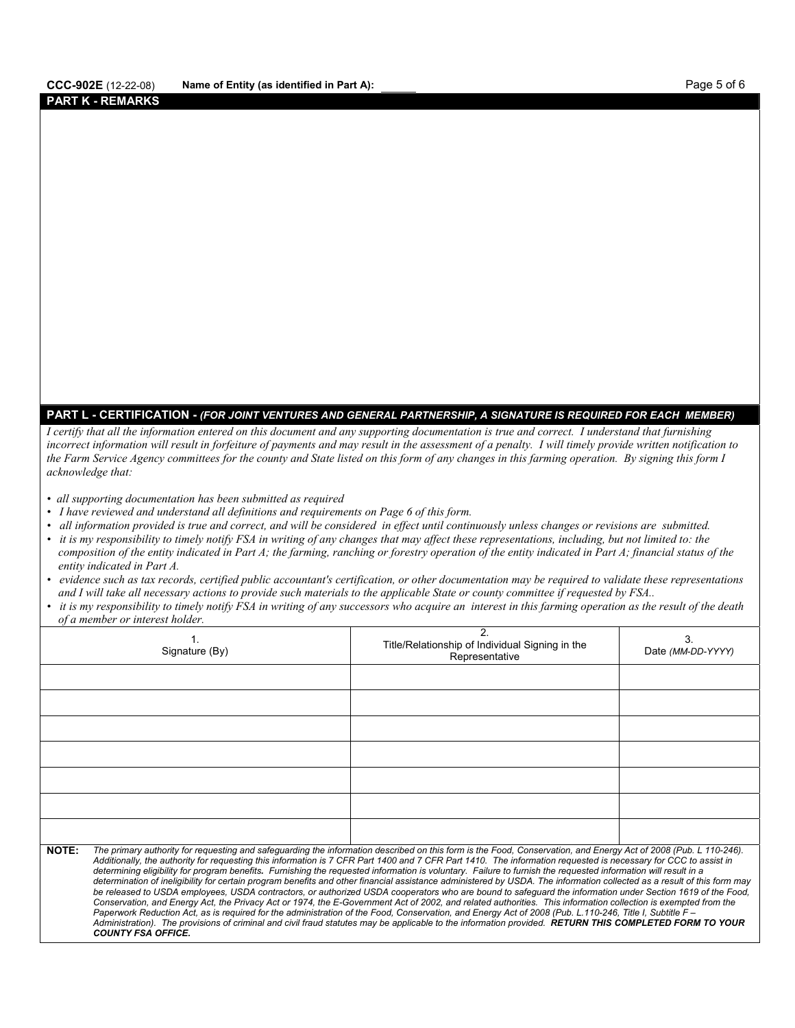**CCC-902E** (12-22-08) **Name of Entity (as identified in Part A):** _____

## PART K - REMARKS

## PART L - CERTIFICATION - *(FOR JOINT VENTURES AND GENERAL PARTNERSHIP, A SIGNATURE IS REQUIRED FOR EACH MEMBER)*

*I certify that all the information entered on this document and any supporting documentation is true and correct. I understand that furnishing incorrect information will result in forfeiture of payments and may result in the assessment of a penalty. I will timely provide written notification to the Farm Service Agency committees for the county and State listed on this form of any changes in this farming operation. By signing this form I acknowledge that:*

- *all supporting documentation has been submitted as required*
- *I have reviewed and understand all definitions and requirements on Page 6 of this form.*
- *all information provided is true and correct, and will be considered in effect until continuously unless changes or revisions are submitted.*
- *it is my responsibility to timely notify FSA in writing of any changes that may affect these representations, including, but not limited to: the composition of the entity indicated in Part A; the farming, ranching or forestry operation of the entity indicated in Part A; financial status of the entity indicated in Part A.*
- *evidence such as tax records, certified public accountant's certification, or other documentation may be required to validate these representations and I will take all necessary actions to provide such materials to the applicable State or county committee if requested by FSA..*
- *it is my responsibility to timely notify FSA in writing of any successors who acquire an interest in this farming operation as the result of the death of a member or interest holder.*

| 1. Signature (By) | 2. Title/Relationship of Individual Signing in the Representative | 3. Date *(MM-DD-YYYY)* |
|---|---|---|
| | | |
| | | |
| | | |
| | | |
| | | |
| | | |
| | | |

**NOTE:** *The primary authority for requesting and safeguarding the information described on this form is the Food, Conservation, and Energy Act of 2008 (Pub. L 110-246). Additionally, the authority for requesting this information is 7 CFR Part 1400 and 7 CFR Part 1410. The information requested is necessary for CCC to assist in determining eligibility for program benefits. Furnishing the requested information is voluntary. Failure to furnish the requested information will result in a determination of ineligibility for certain program benefits and other financial assistance administered by USDA. The information collected as a result of this form may be released to USDA employees, USDA contractors, or authorized USDA cooperators who are bound to safeguard the information under Section 1619 of the Food, Conservation, and Energy Act, the Privacy Act or 1974, the E-Government Act of 2002, and related authorities. This information collection is exempted from the Paperwork Reduction Act, as is required for the administration of the Food, Conservation, and Energy Act of 2008 (Pub. L.110-246, Title I, Subtitle F – Administration). The provisions of criminal and civil fraud statutes may be applicable to the information provided.* ***RETURN THIS COMPLETED FORM TO YOUR COUNTY FSA OFFICE.***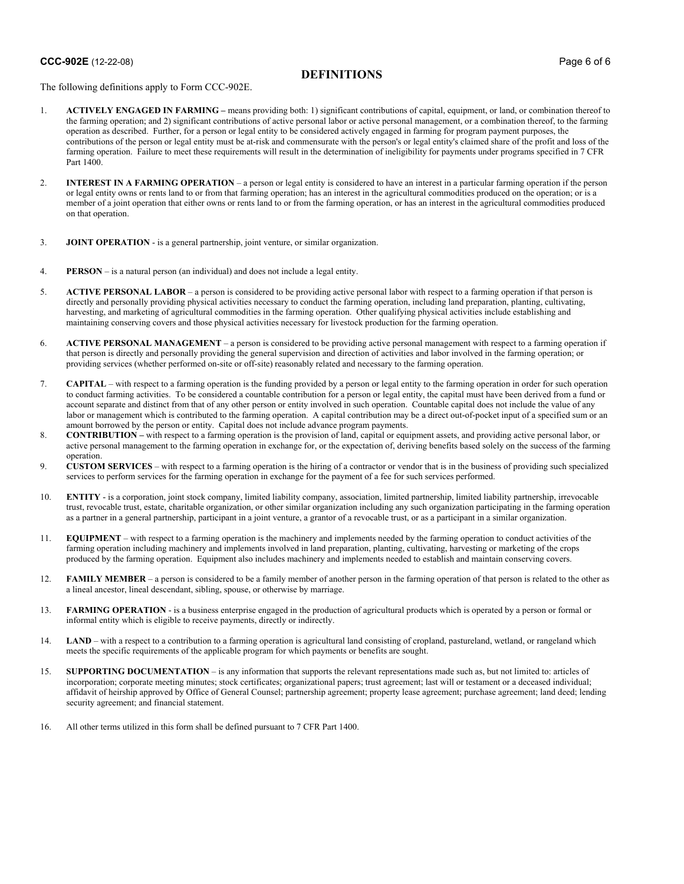# DEFINITIONS

The following definitions apply to Form CCC-902E.

1. **ACTIVELY ENGAGED IN FARMING –** means providing both: 1) significant contributions of capital, equipment, or land, or combination thereof to the farming operation; and 2) significant contributions of active personal labor or active personal management, or a combination thereof, to the farming operation as described. Further, for a person or legal entity to be considered actively engaged in farming for program payment purposes, the contributions of the person or legal entity must be at-risk and commensurate with the person's or legal entity's claimed share of the profit and loss of the farming operation. Failure to meet these requirements will result in the determination of ineligibility for payments under programs specified in 7 CFR Part 1400.

2. **INTEREST IN A FARMING OPERATION** – a person or legal entity is considered to have an interest in a particular farming operation if the person or legal entity owns or rents land to or from that farming operation; has an interest in the agricultural commodities produced on the operation; or is a member of a joint operation that either owns or rents land to or from the farming operation, or has an interest in the agricultural commodities produced on that operation.

3. **JOINT OPERATION** - is a general partnership, joint venture, or similar organization.

4. **PERSON** – is a natural person (an individual) and does not include a legal entity.

5. **ACTIVE PERSONAL LABOR** – a person is considered to be providing active personal labor with respect to a farming operation if that person is directly and personally providing physical activities necessary to conduct the farming operation, including land preparation, planting, cultivating, harvesting, and marketing of agricultural commodities in the farming operation. Other qualifying physical activities include establishing and maintaining conserving covers and those physical activities necessary for livestock production for the farming operation.

6. **ACTIVE PERSONAL MANAGEMENT** – a person is considered to be providing active personal management with respect to a farming operation if that person is directly and personally providing the general supervision and direction of activities and labor involved in the farming operation; or providing services (whether performed on-site or off-site) reasonably related and necessary to the farming operation.

7. **CAPITAL** – with respect to a farming operation is the funding provided by a person or legal entity to the farming operation in order for such operation to conduct farming activities. To be considered a countable contribution for a person or legal entity, the capital must have been derived from a fund or account separate and distinct from that of any other person or entity involved in such operation. Countable capital does not include the value of any labor or management which is contributed to the farming operation. A capital contribution may be a direct out-of-pocket input of a specified sum or an amount borrowed by the person or entity. Capital does not include advance program payments.

8. **CONTRIBUTION –** with respect to a farming operation is the provision of land, capital or equipment assets, and providing active personal labor, or active personal management to the farming operation in exchange for, or the expectation of, deriving benefits based solely on the success of the farming operation.

9. **CUSTOM SERVICES** – with respect to a farming operation is the hiring of a contractor or vendor that is in the business of providing such specialized services to perform services for the farming operation in exchange for the payment of a fee for such services performed.

10. **ENTITY** - is a corporation, joint stock company, limited liability company, association, limited partnership, limited liability partnership, irrevocable trust, revocable trust, estate, charitable organization, or other similar organization including any such organization participating in the farming operation as a partner in a general partnership, participant in a joint venture, a grantor of a revocable trust, or as a participant in a similar organization.

11. **EQUIPMENT** – with respect to a farming operation is the machinery and implements needed by the farming operation to conduct activities of the farming operation including machinery and implements involved in land preparation, planting, cultivating, harvesting or marketing of the crops produced by the farming operation. Equipment also includes machinery and implements needed to establish and maintain conserving covers.

12. **FAMILY MEMBER** – a person is considered to be a family member of another person in the farming operation of that person is related to the other as a lineal ancestor, lineal descendant, sibling, spouse, or otherwise by marriage.

13. **FARMING OPERATION** - is a business enterprise engaged in the production of agricultural products which is operated by a person or formal or informal entity which is eligible to receive payments, directly or indirectly.

14. **LAND** – with a respect to a contribution to a farming operation is agricultural land consisting of cropland, pastureland, wetland, or rangeland which meets the specific requirements of the applicable program for which payments or benefits are sought.

15. **SUPPORTING DOCUMENTATION** – is any information that supports the relevant representations made such as, but not limited to: articles of incorporation; corporate meeting minutes; stock certificates; organizational papers; trust agreement; last will or testament or a deceased individual; affidavit of heirship approved by Office of General Counsel; partnership agreement; property lease agreement; purchase agreement; land deed; lending security agreement; and financial statement.

16. All other terms utilized in this form shall be defined pursuant to 7 CFR Part 1400.